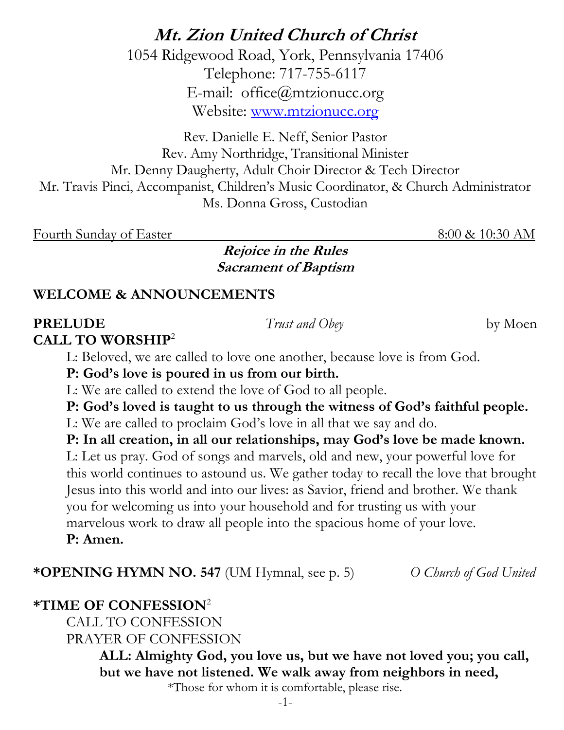# ***Mt. Zion United Church of Christ***

1054 Ridgewood Road, York, Pennsylvania 17406
Telephone: 717-755-6117
E-mail: office@mtzionucc.org
Website: www.mtzionucc.org

Rev. Danielle E. Neff, Senior Pastor
Rev. Amy Northridge, Transitional Minister
Mr. Denny Daugherty, Adult Choir Director & Tech Director
Mr. Travis Pinci, Accompanist, Children's Music Coordinator, & Church Administrator
Ms. Donna Gross, Custodian

Fourth Sunday of Easter 8:00 & 10:30 AM

***Rejoice in the Rules***
***Sacrament of Baptism***

**WELCOME & ANNOUNCEMENTS**

**PRELUDE** *Trust and Obey* by Moen

**CALL TO WORSHIP**[2]

L: Beloved, we are called to love one another, because love is from God.
**P: God's love is poured in us from our birth.**
L: We are called to extend the love of God to all people.
**P: God's loved is taught to us through the witness of God's faithful people.**
L: We are called to proclaim God's love in all that we say and do.
**P: In all creation, in all our relationships, may God's love be made known.**
L: Let us pray. God of songs and marvels, old and new, your powerful love for this world continues to astound us. We gather today to recall the love that brought Jesus into this world and into our lives: as Savior, friend and brother. We thank you for welcoming us into your household and for trusting us with your marvelous work to draw all people into the spacious home of your love.
**P: Amen.**

**\*OPENING HYMN NO. 547** (UM Hymnal, see p. 5) *O Church of God United*

**\*TIME OF CONFESSION**[2]

CALL TO CONFESSION
PRAYER OF CONFESSION

**ALL: Almighty God, you love us, but we have not loved you; you call, but we have not listened. We walk away from neighbors in need,**

\*Those for whom it is comfortable, please rise.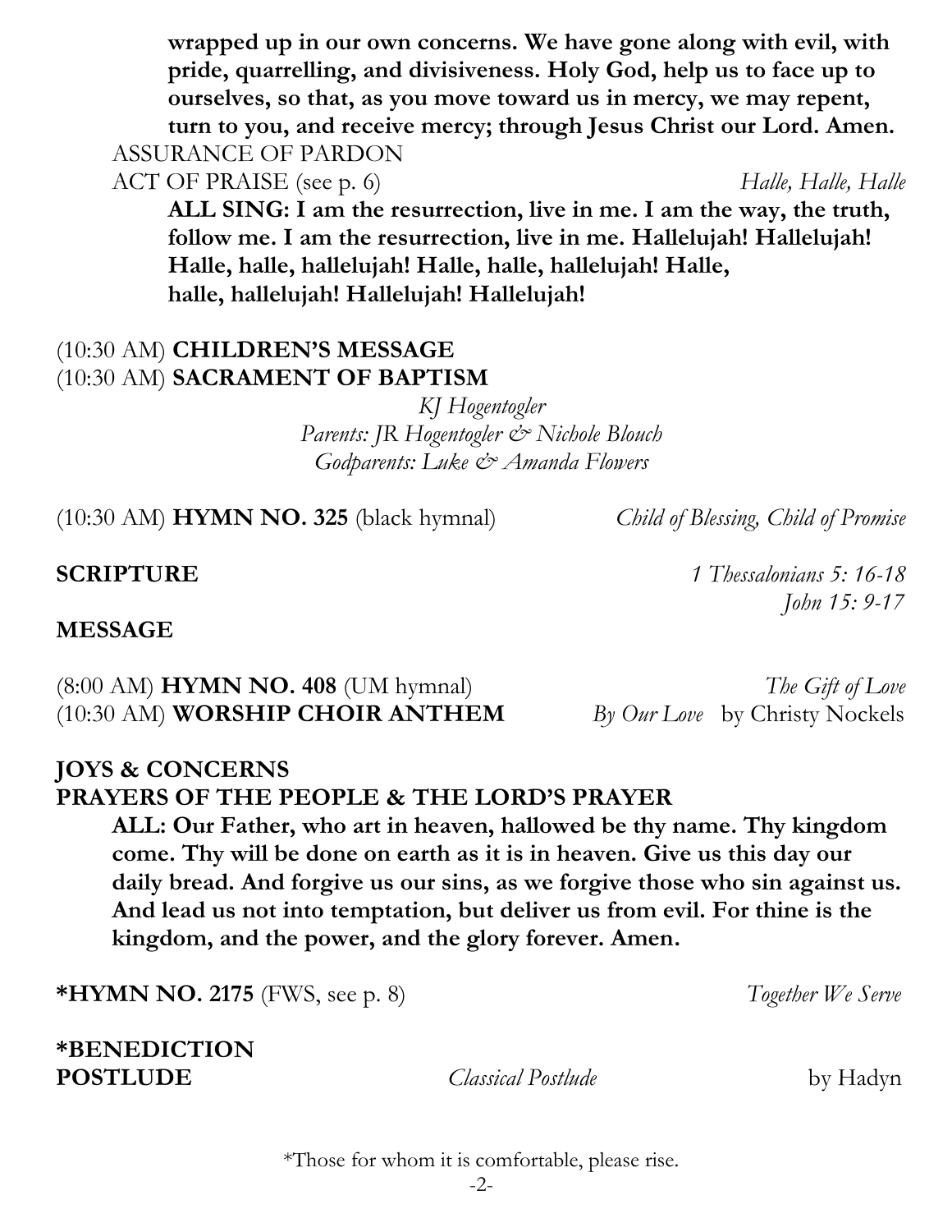**wrapped up in our own concerns. We have gone along with evil, with pride, quarrelling, and divisiveness. Holy God, help us to face up to ourselves, so that, as you move toward us in mercy, we may repent, turn to you, and receive mercy; through Jesus Christ our Lord. Amen.**

ASSURANCE OF PARDON

ACT OF PRAISE (see p. 6) *Halle, Halle, Halle*

**ALL SING: I am the resurrection, live in me. I am the way, the truth, follow me. I am the resurrection, live in me. Hallelujah! Hallelujah! Halle, halle, hallelujah! Halle, halle, hallelujah! Halle, halle, hallelujah! Hallelujah! Hallelujah!**

(10:30 AM) **CHILDREN'S MESSAGE**

(10:30 AM) **SACRAMENT OF BAPTISM**

*KJ Hogentogler*
*Parents: JR Hogentogler & Nichole Blouch*
*Godparents: Luke & Amanda Flowers*

(10:30 AM) **HYMN NO. 325** (black hymnal) *Child of Blessing, Child of Promise*

**SCRIPTURE** *1 Thessalonians 5: 16-18*
*John 15: 9-17*

**MESSAGE**

(8:00 AM) **HYMN NO. 408** (UM hymnal) *The Gift of Love*

(10:30 AM) **WORSHIP CHOIR ANTHEM** *By Our Love* by Christy Nockels

**JOYS & CONCERNS**

**PRAYERS OF THE PEOPLE & THE LORD'S PRAYER**

**ALL: Our Father, who art in heaven, hallowed be thy name. Thy kingdom come. Thy will be done on earth as it is in heaven. Give us this day our daily bread. And forgive us our sins, as we forgive those who sin against us. And lead us not into temptation, but deliver us from evil. For thine is the kingdom, and the power, and the glory forever. Amen.**

**\*HYMN NO. 2175** (FWS, see p. 8) *Together We Serve*

**\*BENEDICTION**

**POSTLUDE** *Classical Postlude* by Hadyn

*Those for whom it is comfortable, please rise.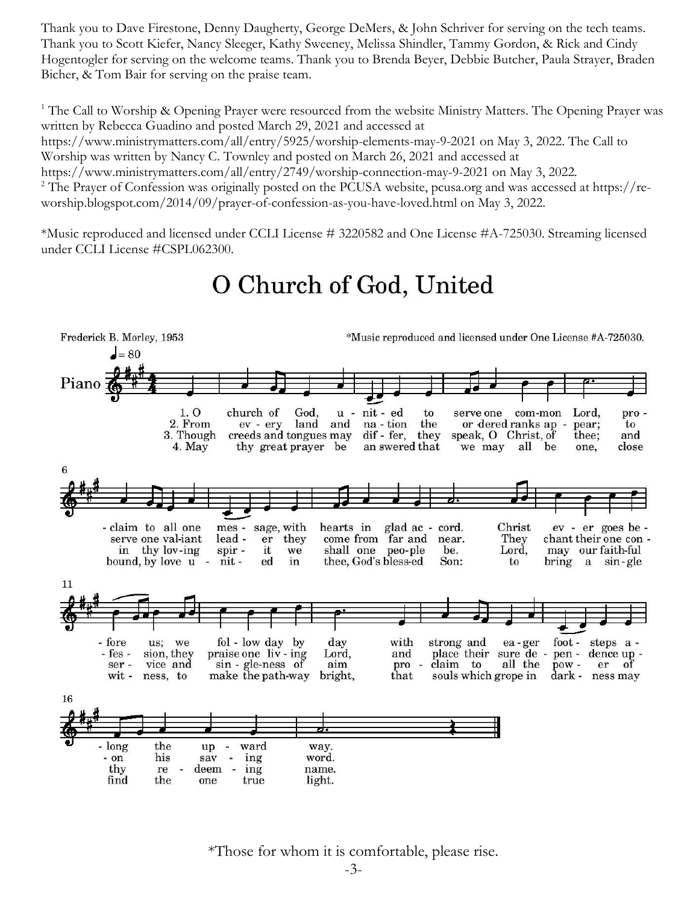Thank you to Dave Firestone, Denny Daugherty, George DeMers, & John Schriver for serving on the tech teams. Thank you to Scott Kiefer, Nancy Sleeger, Kathy Sweeney, Melissa Shindler, Tammy Gordon, & Rick and Cindy Hogentogler for serving on the welcome teams. Thank you to Brenda Beyer, Debbie Butcher, Paula Strayer, Braden Bicher, & Tom Bair for serving on the praise team.

[1] The Call to Worship & Opening Prayer were resourced from the website Ministry Matters. The Opening Prayer was written by Rebecca Guadino and posted March 29, 2021 and accessed at https://www.ministrymatters.com/all/entry/5925/worship-elements-may-9-2021 on May 3, 2022. The Call to Worship was written by Nancy C. Townley and posted on March 26, 2021 and accessed at https://www.ministrymatters.com/all/entry/2749/worship-connection-may-9-2021 on May 3, 2022.

[2] The Prayer of Confession was originally posted on the PCUSA website, pcusa.org and was accessed at https://re-worship.blogspot.com/2014/09/prayer-of-confession-as-you-have-loved.html on May 3, 2022.

*Music reproduced and licensed under CCLI License # 3220582 and One License #A-725030. Streaming licensed under CCLI License #CSPL062300.

# O Church of God, United

Frederick B. Morley, 1953

*Music reproduced and licensed under One License #A-725030.

1. O church of God, united to serve one common Lord, proclaim to all one message, with hearts in glad accord. Christ ever goes before us; we follow day by day with strong and eager footsteps along the upward way.

2. From every land and nation the ordered ranks appear; to serve one valiant leader they come from far and near. They chant their one confession, they praise one living Lord, and place their sure dependence upon his saving word.

3. Though creeds and tongues may differ, they speak, O Christ, of thee; and in thy loving spirit we shall one people be. Lord, may our faithful service and singleness of aim proclaim to all the power of thy redeeming name.

4. May thy great prayer be answered that we may all be one, close bound, by love united in thee, God's blessed Son: to bring a single witness, to make the pathway bright, that souls which grope in darkness may find the one true light.

*Those for whom it is comfortable, please rise.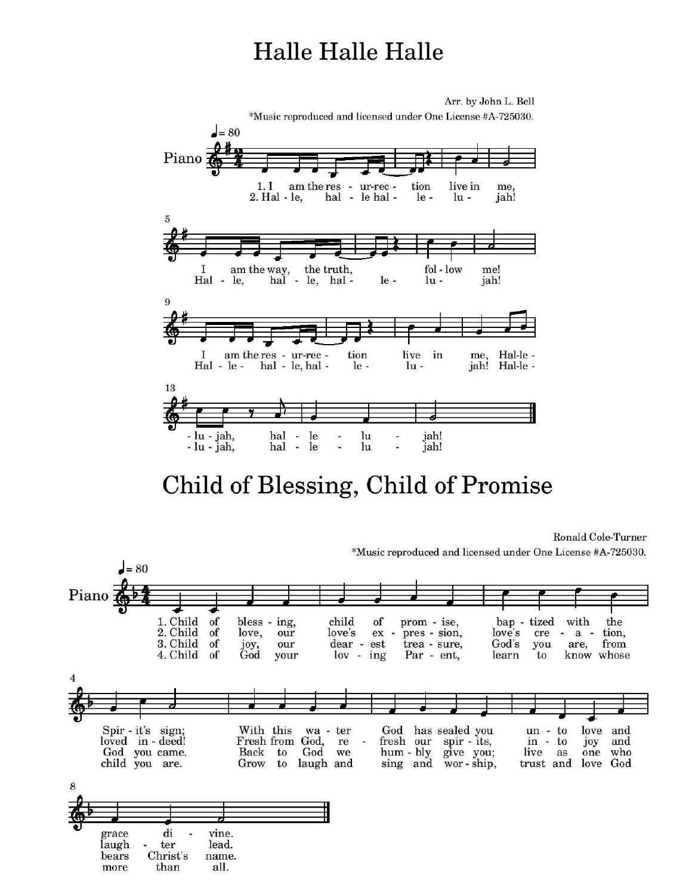# Halle Halle Halle

Arr. by John L. Bell

*Music reproduced and licensed under One License #A-725030.

1. I am the resurrection live in me, I am the way, the truth, follow me! I am the resurrection live in me, Halle-lujah, halle-lu-jah!
2. Halle, halle halle-lujah! Halle, halle, halle-lujah! Halle- halle, halle-lujah! Halle-lujah, halle-lujah!

# Child of Blessing, Child of Promise

Ronald Cole-Turner

*Music reproduced and licensed under One License #A-725030.

1. Child of blessing, child of promise, baptized with the Spirit's sign; With this water God has sealed you unto love and grace divine.
2. Child of love, our love's expression, love's creation, loved indeed! Fresh from God, refresh our spirits, into joy and laughter lead.
3. Child of joy, our dearest treasure, God's you are, from God you came. Back to God we humbly give you; live as one who bears Christ's name.
4. Child of God your loving Parent, learn to know whose child you are. Grow to laugh and sing and worship, trust and love God more than all.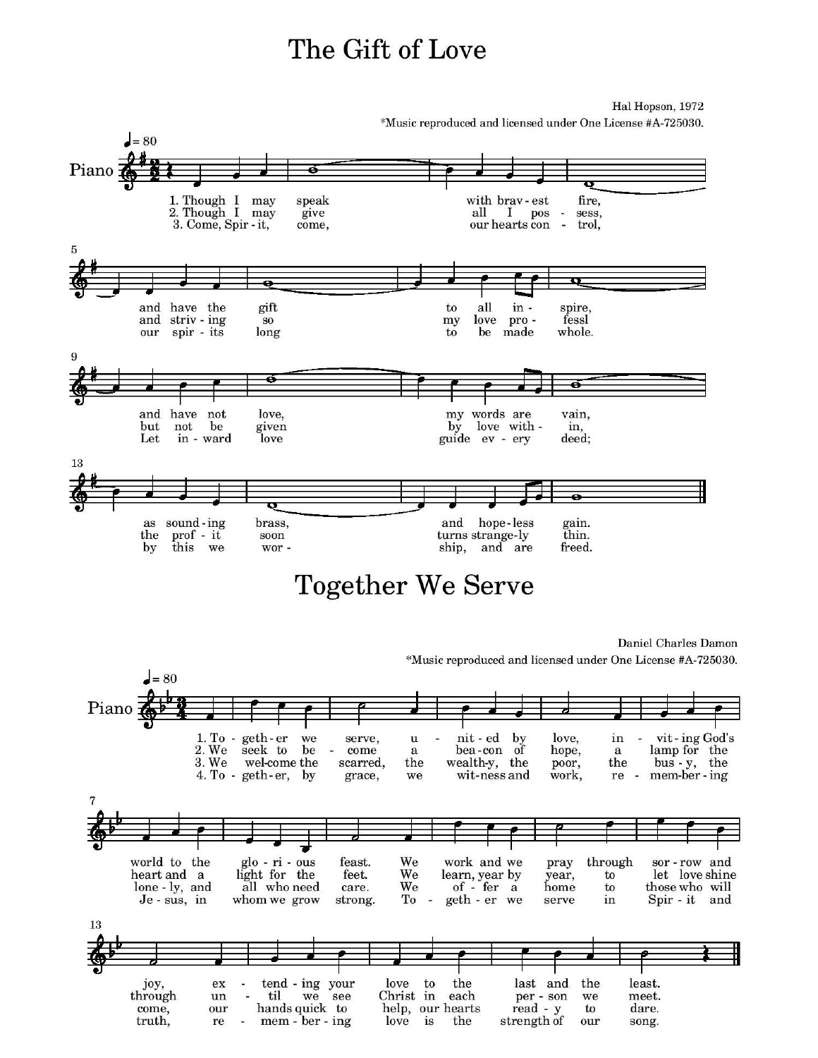# The Gift of Love

Hal Hopson, 1972

*Music reproduced and licensed under One License #A-725030.

♩= 80

Piano

1. Though I may speak with brav - est fire, and have the gift to all in - spire, and have not love, my words are vain, as sound - ing brass, and hope - less gain.
2. Though I may give all I pos - sess, and striv - ing so my love pro - fessl but not be given by love with - in, the prof - it soon turns strange-ly thin.
3. Come, Spir - it, come, our hearts con - trol, our spir - its long to be made whole. Let in - ward love guide ev - ery deed; by this we wor - ship, and are freed.

# Together We Serve

Daniel Charles Damon

*Music reproduced and licensed under One License #A-725030.

♩= 80

Piano

1. To - geth - er we serve, u - nit - ed by love, in - vit - ing God's world to the glo - ri - ous feast. We work and we pray through sor - row and joy, ex - tend - ing your love to the last and the least.
2. We seek to be - come a bea - con of hope, a lamp for the heart and a light for the feet. We learn, year by year, to let love shine through un - til we see Christ in each per - son we meet.
3. We wel-come the scarred, the wealth-y, the poor, the bus - y, the lone - ly, and all who need care. We of - fer a home to those who will come, our hands quick to help, our hearts read - y to dare.
4. To - geth - er, by grace, we wit - ness and work, re - mem - ber - ing Je - sus, in whom we grow strong. To - geth - er we serve in Spir - it and truth, re - mem - ber - ing love is the strength of our song.